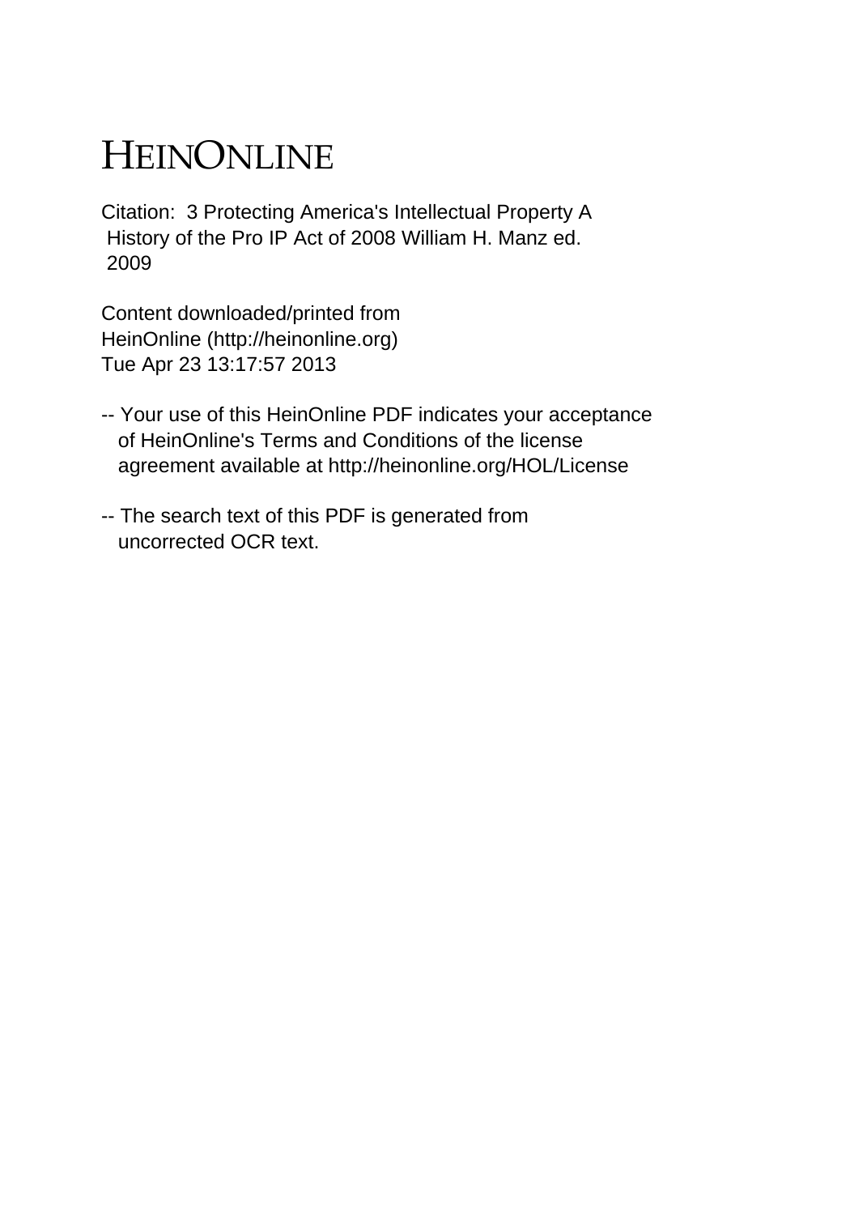# HEINONLINE

Citation: 3 Protecting America's Intellectual Property A History of the Pro IP Act of 2008 William H. Manz ed. 2009

Content downloaded/printed from HeinOnline (http://heinonline.org)
Tue Apr 23 13:17:57 2013

-- Your use of this HeinOnline PDF indicates your acceptance of HeinOnline's Terms and Conditions of the license agreement available at http://heinonline.org/HOL/License

-- The search text of this PDF is generated from uncorrected OCR text.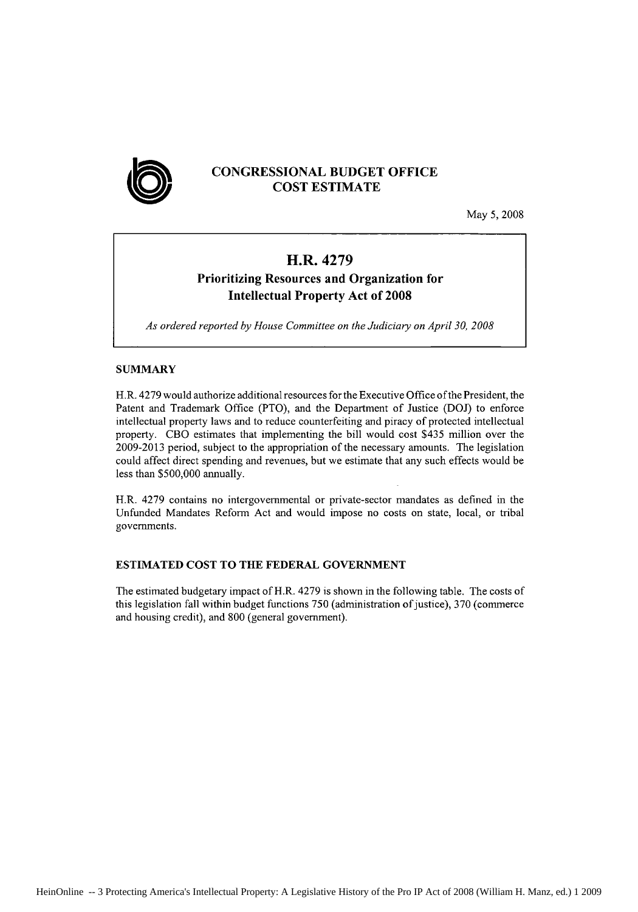**CONGRESSIONAL BUDGET OFFICE**
**COST ESTIMATE**

May 5, 2008

# H.R. 4279

## Prioritizing Resources and Organization for Intellectual Property Act of 2008

*As ordered reported by House Committee on the Judiciary on April 30, 2008*

### SUMMARY

H.R. 4279 would authorize additional resources for the Executive Office of the President, the Patent and Trademark Office (PTO), and the Department of Justice (DOJ) to enforce intellectual property laws and to reduce counterfeiting and piracy of protected intellectual property. CBO estimates that implementing the bill would cost $435 million over the 2009-2013 period, subject to the appropriation of the necessary amounts. The legislation could affect direct spending and revenues, but we estimate that any such effects would be less than $500,000 annually.

H.R. 4279 contains no intergovernmental or private-sector mandates as defined in the Unfunded Mandates Reform Act and would impose no costs on state, local, or tribal governments.

### ESTIMATED COST TO THE FEDERAL GOVERNMENT

The estimated budgetary impact of H.R. 4279 is shown in the following table. The costs of this legislation fall within budget functions 750 (administration of justice), 370 (commerce and housing credit), and 800 (general government).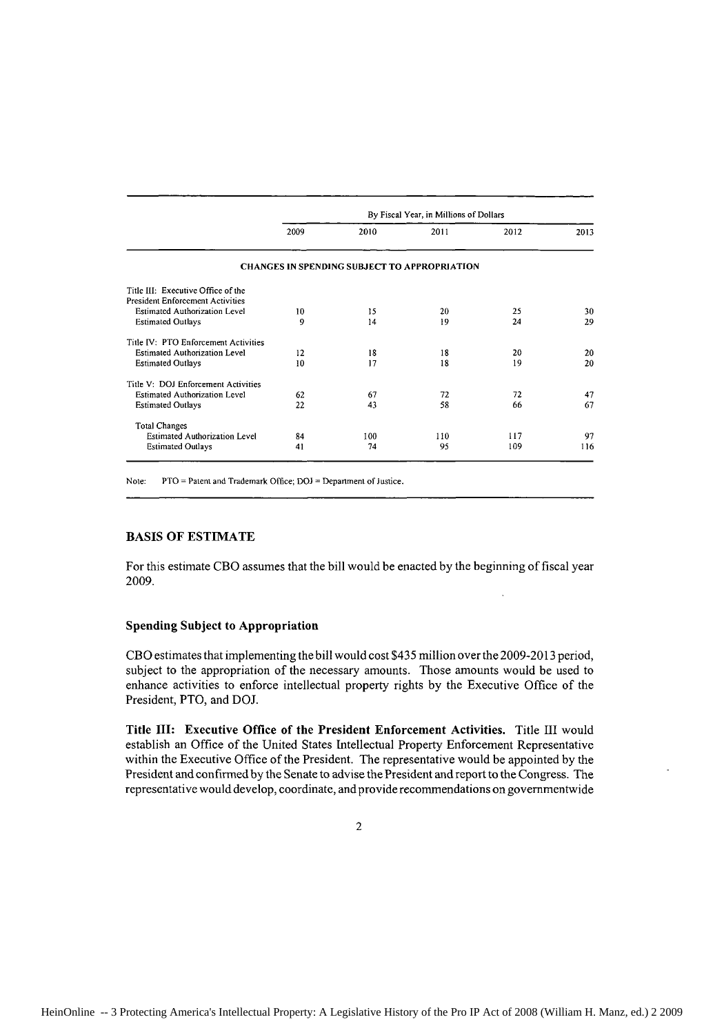| | By Fiscal Year, in Millions of Dollars | | | | |
|---|---|---|---|---|---|
| | 2009 | 2010 | 2011 | 2012 | 2013 |
| **CHANGES IN SPENDING SUBJECT TO APPROPRIATION** | | | | | |
| Title III: Executive Office of the President Enforcement Activities | | | | | |
| Estimated Authorization Level | 10 | 15 | 20 | 25 | 30 |
| Estimated Outlays | 9 | 14 | 19 | 24 | 29 |
| Title IV: PTO Enforcement Activities | | | | | |
| Estimated Authorization Level | 12 | 18 | 18 | 20 | 20 |
| Estimated Outlays | 10 | 17 | 18 | 19 | 20 |
| Title V: DOJ Enforcement Activities | | | | | |
| Estimated Authorization Level | 62 | 67 | 72 | 72 | 47 |
| Estimated Outlays | 22 | 43 | 58 | 66 | 67 |
| Total Changes | | | | | |
| Estimated Authorization Level | 84 | 100 | 110 | 117 | 97 |
| Estimated Outlays | 41 | 74 | 95 | 109 | 116 |

Note: PTO = Patent and Trademark Office; DOJ = Department of Justice.

## BASIS OF ESTIMATE

For this estimate CBO assumes that the bill would be enacted by the beginning of fiscal year 2009.

### Spending Subject to Appropriation

CBO estimates that implementing the bill would cost $435 million over the 2009-2013 period, subject to the appropriation of the necessary amounts. Those amounts would be used to enhance activities to enforce intellectual property rights by the Executive Office of the President, PTO, and DOJ.

**Title III: Executive Office of the President Enforcement Activities.** Title III would establish an Office of the United States Intellectual Property Enforcement Representative within the Executive Office of the President. The representative would be appointed by the President and confirmed by the Senate to advise the President and report to the Congress. The representative would develop, coordinate, and provide recommendations on governmentwide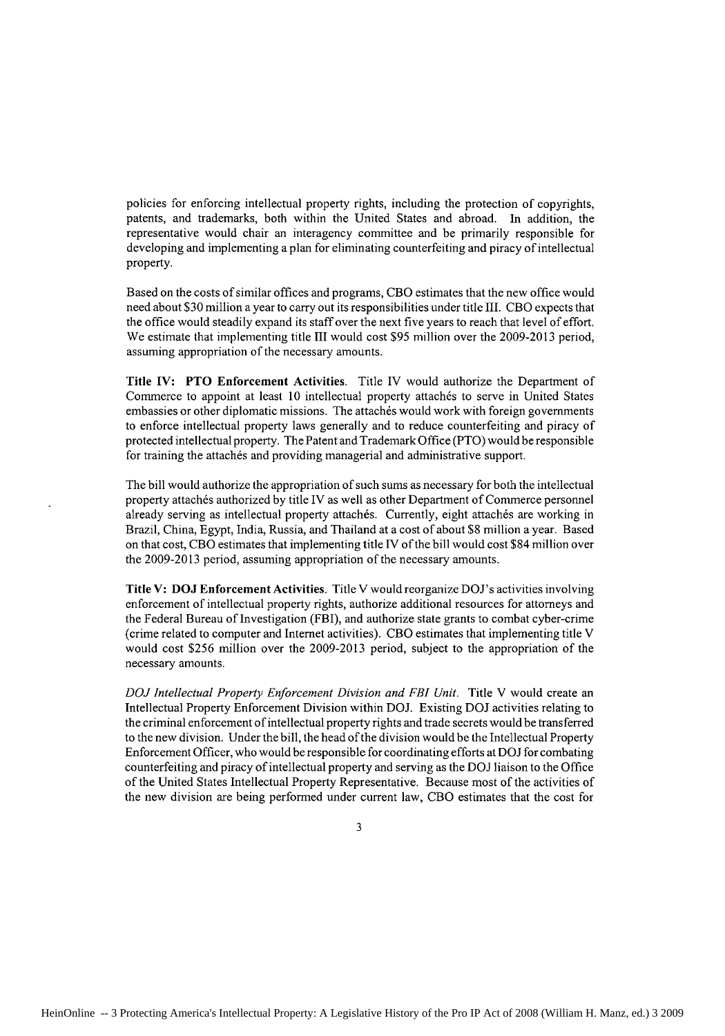policies for enforcing intellectual property rights, including the protection of copyrights, patents, and trademarks, both within the United States and abroad. In addition, the representative would chair an interagency committee and be primarily responsible for developing and implementing a plan for eliminating counterfeiting and piracy of intellectual property.

Based on the costs of similar offices and programs, CBO estimates that the new office would need about $30 million a year to carry out its responsibilities under title III. CBO expects that the office would steadily expand its staff over the next five years to reach that level of effort. We estimate that implementing title III would cost $95 million over the 2009-2013 period, assuming appropriation of the necessary amounts.

**Title IV: PTO Enforcement Activities**. Title IV would authorize the Department of Commerce to appoint at least 10 intellectual property attachés to serve in United States embassies or other diplomatic missions. The attachés would work with foreign governments to enforce intellectual property laws generally and to reduce counterfeiting and piracy of protected intellectual property. The Patent and Trademark Office (PTO) would be responsible for training the attachés and providing managerial and administrative support.

The bill would authorize the appropriation of such sums as necessary for both the intellectual property attachés authorized by title IV as well as other Department of Commerce personnel already serving as intellectual property attachés. Currently, eight attachés are working in Brazil, China, Egypt, India, Russia, and Thailand at a cost of about $8 million a year. Based on that cost, CBO estimates that implementing title IV of the bill would cost $84 million over the 2009-2013 period, assuming appropriation of the necessary amounts.

**Title V: DOJ Enforcement Activities**. Title V would reorganize DOJ's activities involving enforcement of intellectual property rights, authorize additional resources for attorneys and the Federal Bureau of Investigation (FBI), and authorize state grants to combat cyber-crime (crime related to computer and Internet activities). CBO estimates that implementing title V would cost $256 million over the 2009-2013 period, subject to the appropriation of the necessary amounts.

*DOJ Intellectual Property Enforcement Division and FBI Unit*. Title V would create an Intellectual Property Enforcement Division within DOJ. Existing DOJ activities relating to the criminal enforcement of intellectual property rights and trade secrets would be transferred to the new division. Under the bill, the head of the division would be the Intellectual Property Enforcement Officer, who would be responsible for coordinating efforts at DOJ for combating counterfeiting and piracy of intellectual property and serving as the DOJ liaison to the Office of the United States Intellectual Property Representative. Because most of the activities of the new division are being performed under current law, CBO estimates that the cost for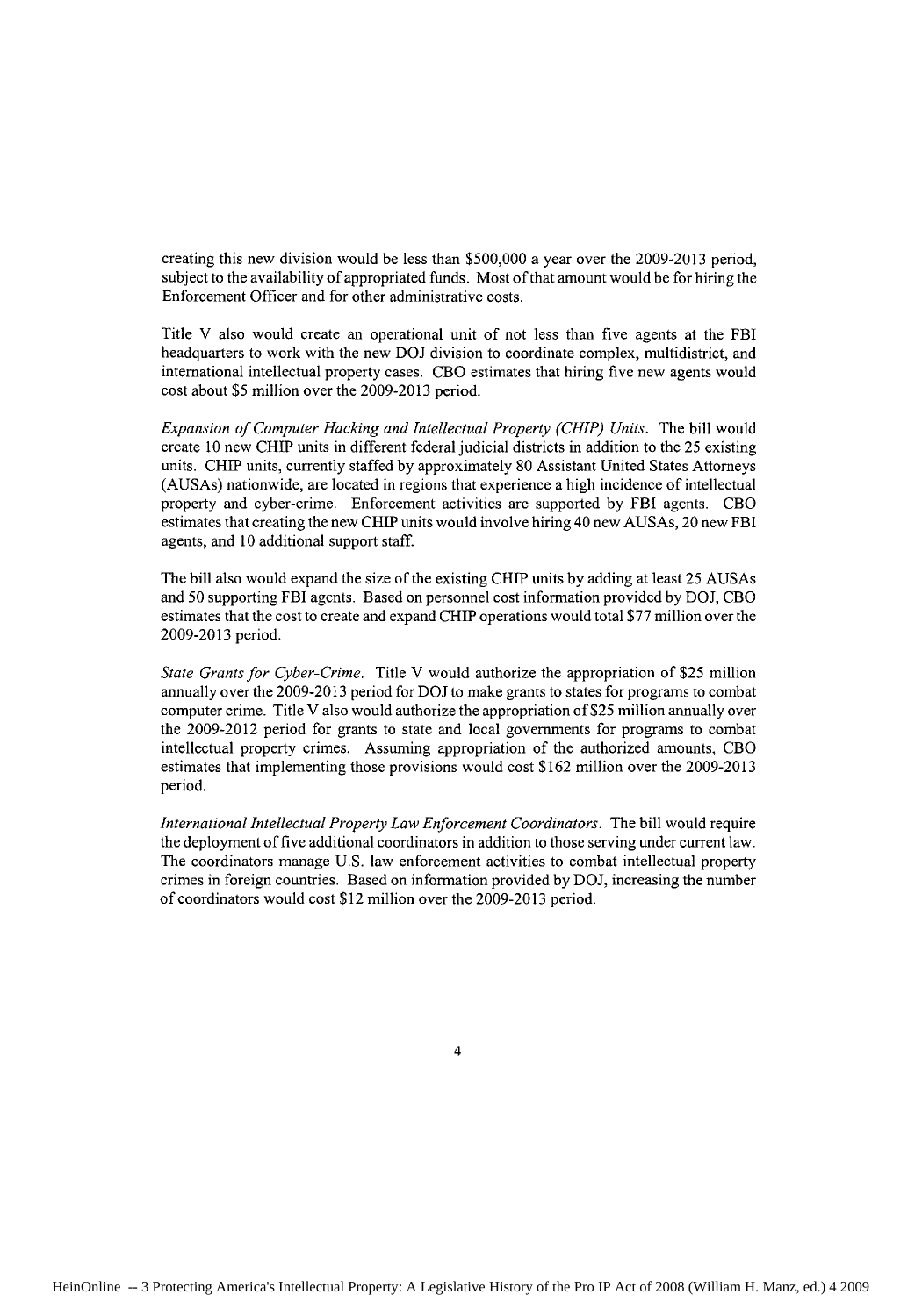creating this new division would be less than $500,000 a year over the 2009-2013 period, subject to the availability of appropriated funds. Most of that amount would be for hiring the Enforcement Officer and for other administrative costs.

Title V also would create an operational unit of not less than five agents at the FBI headquarters to work with the new DOJ division to coordinate complex, multidistrict, and international intellectual property cases. CBO estimates that hiring five new agents would cost about $5 million over the 2009-2013 period.

*Expansion of Computer Hacking and Intellectual Property (CHIP) Units.* The bill would create 10 new CHIP units in different federal judicial districts in addition to the 25 existing units. CHIP units, currently staffed by approximately 80 Assistant United States Attorneys (AUSAs) nationwide, are located in regions that experience a high incidence of intellectual property and cyber-crime. Enforcement activities are supported by FBI agents. CBO estimates that creating the new CHIP units would involve hiring 40 new AUSAs, 20 new FBI agents, and 10 additional support staff.

The bill also would expand the size of the existing CHIP units by adding at least 25 AUSAs and 50 supporting FBI agents. Based on personnel cost information provided by DOJ, CBO estimates that the cost to create and expand CHIP operations would total $77 million over the 2009-2013 period.

*State Grants for Cyber-Crime.* Title V would authorize the appropriation of $25 million annually over the 2009-2013 period for DOJ to make grants to states for programs to combat computer crime. Title V also would authorize the appropriation of $25 million annually over the 2009-2012 period for grants to state and local governments for programs to combat intellectual property crimes. Assuming appropriation of the authorized amounts, CBO estimates that implementing those provisions would cost $162 million over the 2009-2013 period.

*International Intellectual Property Law Enforcement Coordinators.* The bill would require the deployment of five additional coordinators in addition to those serving under current law. The coordinators manage U.S. law enforcement activities to combat intellectual property crimes in foreign countries. Based on information provided by DOJ, increasing the number of coordinators would cost $12 million over the 2009-2013 period.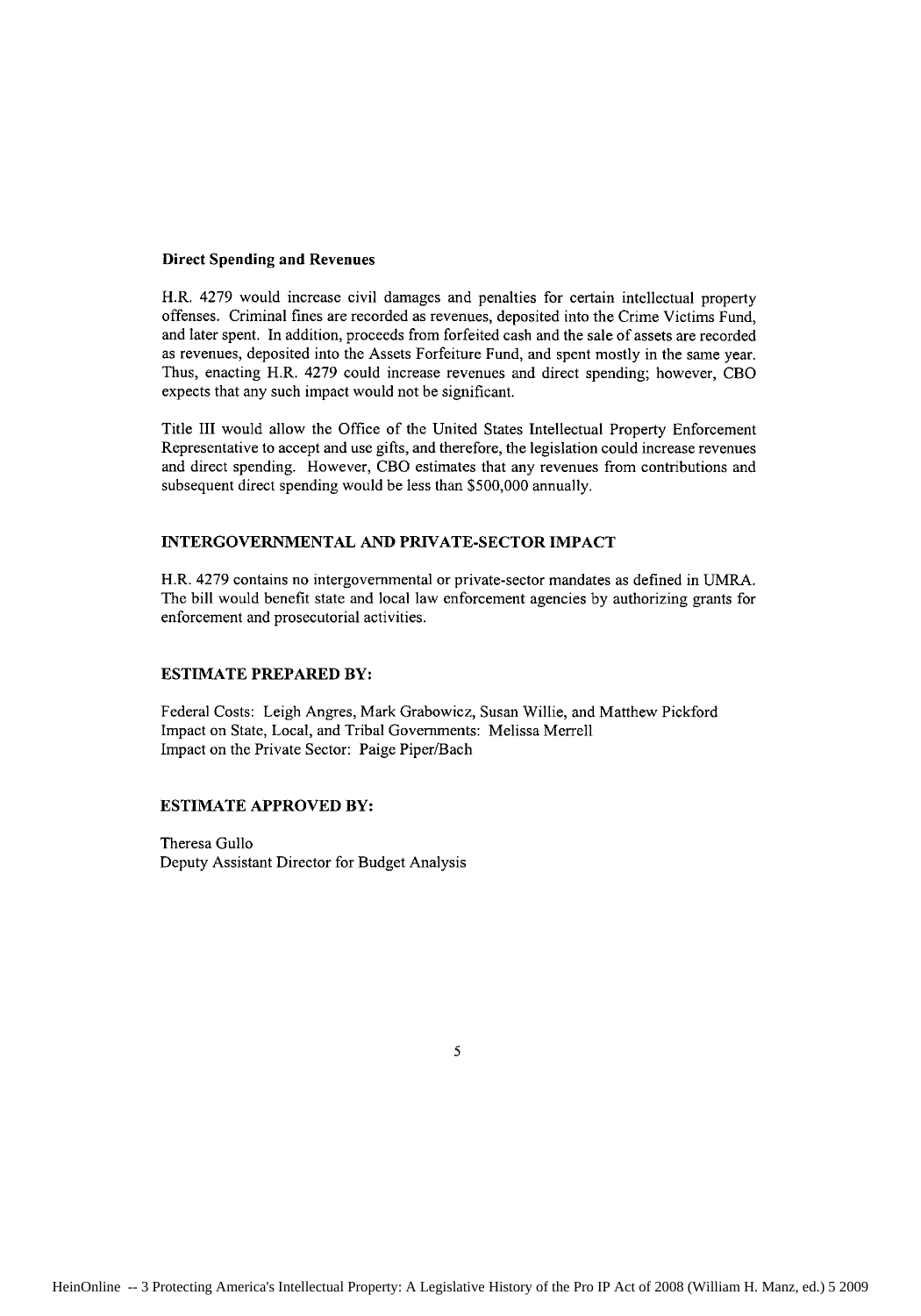**Direct Spending and Revenues**

H.R. 4279 would increase civil damages and penalties for certain intellectual property offenses. Criminal fines are recorded as revenues, deposited into the Crime Victims Fund, and later spent. In addition, proceeds from forfeited cash and the sale of assets are recorded as revenues, deposited into the Assets Forfeiture Fund, and spent mostly in the same year. Thus, enacting H.R. 4279 could increase revenues and direct spending; however, CBO expects that any such impact would not be significant.

Title III would allow the Office of the United States Intellectual Property Enforcement Representative to accept and use gifts, and therefore, the legislation could increase revenues and direct spending. However, CBO estimates that any revenues from contributions and subsequent direct spending would be less than $500,000 annually.

## INTERGOVERNMENTAL AND PRIVATE-SECTOR IMPACT

H.R. 4279 contains no intergovernmental or private-sector mandates as defined in UMRA. The bill would benefit state and local law enforcement agencies by authorizing grants for enforcement and prosecutorial activities.

## ESTIMATE PREPARED BY:

Federal Costs: Leigh Angres, Mark Grabowicz, Susan Willie, and Matthew Pickford
Impact on State, Local, and Tribal Governments: Melissa Merrell
Impact on the Private Sector: Paige Piper/Bach

## ESTIMATE APPROVED BY:

Theresa Gullo
Deputy Assistant Director for Budget Analysis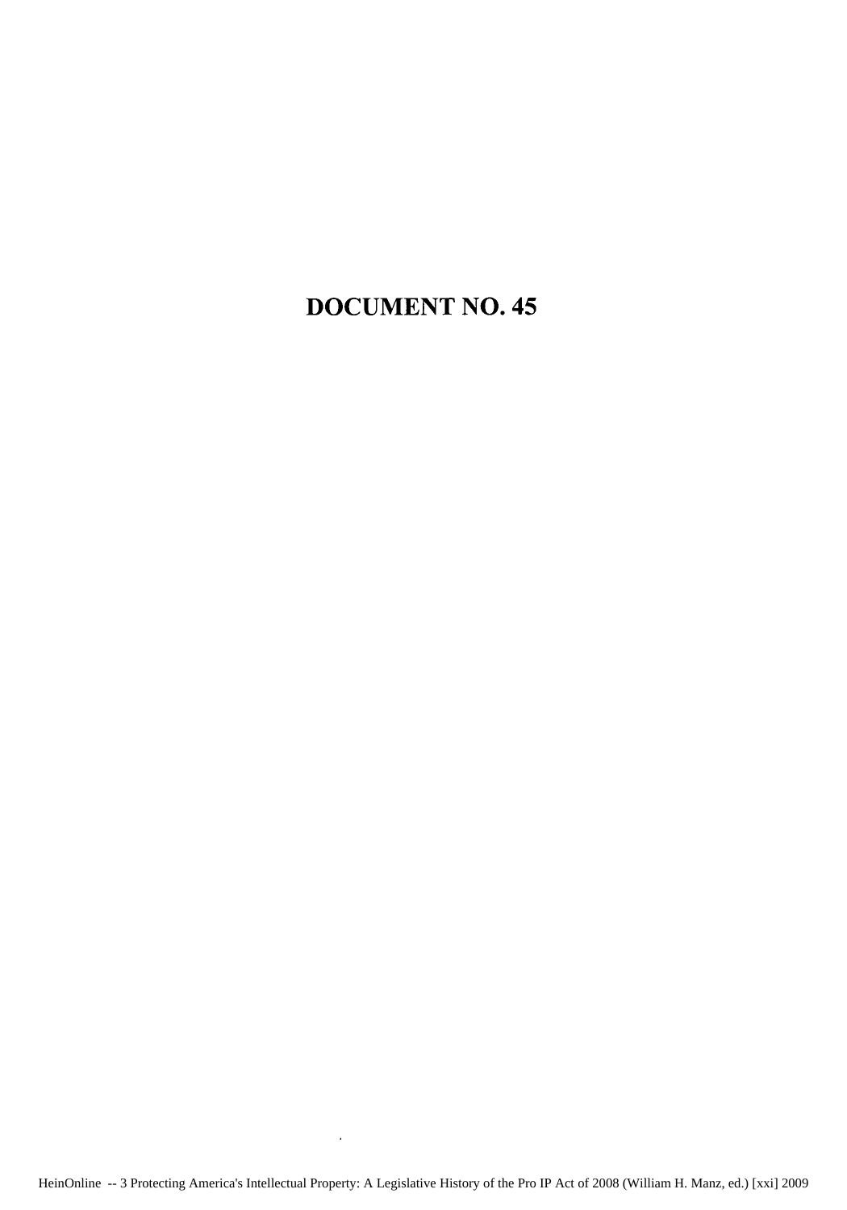# DOCUMENT NO. 45